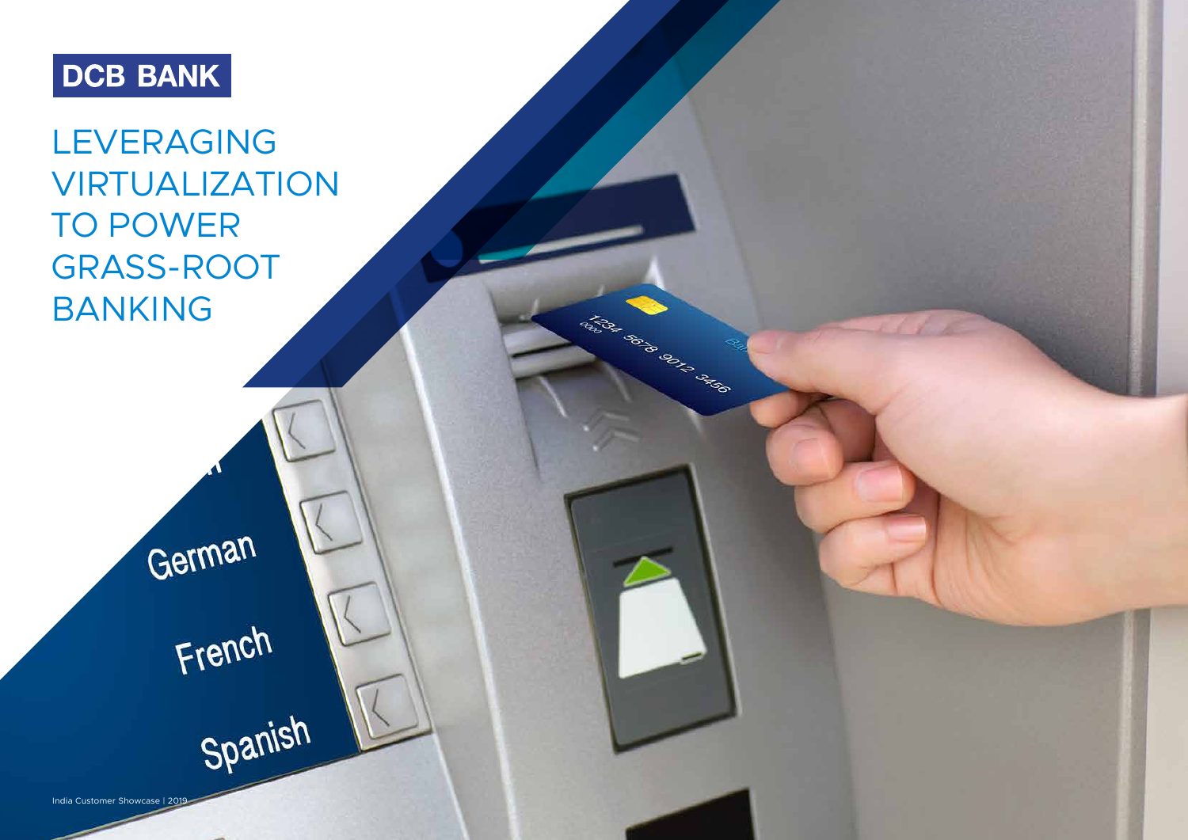DCB BANK

# LEVERAGING VIRTUALIZATION TO POWER GRASS-ROOT BANKING

India Customer Showcase | 2019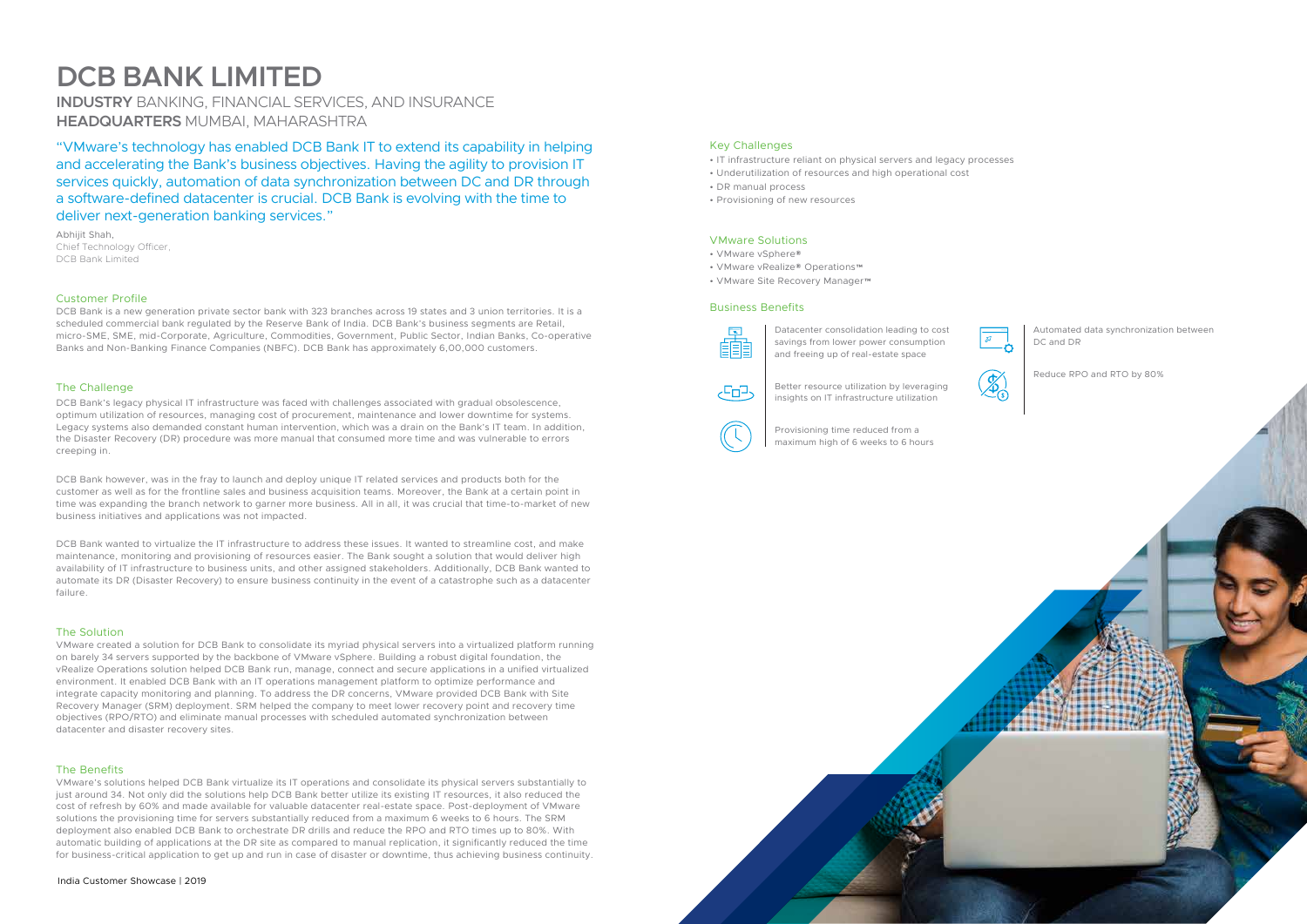# DCB BANK LIMITED

**INDUSTRY** BANKING, FINANCIAL SERVICES, AND INSURANCE
**HEADQUARTERS** MUMBAI, MAHARASHTRA

"VMware's technology has enabled DCB Bank IT to extend its capability in helping and accelerating the Bank's business objectives. Having the agility to provision IT services quickly, automation of data synchronization between DC and DR through a software-defined datacenter is crucial. DCB Bank is evolving with the time to deliver next-generation banking services."

Abhijit Shah,
Chief Technology Officer,
DCB Bank Limited

## Customer Profile

DCB Bank is a new generation private sector bank with 323 branches across 19 states and 3 union territories. It is a scheduled commercial bank regulated by the Reserve Bank of India. DCB Bank's business segments are Retail, micro-SME, SME, mid-Corporate, Agriculture, Commodities, Government, Public Sector, Indian Banks, Co-operative Banks and Non-Banking Finance Companies (NBFC). DCB Bank has approximately 6,00,000 customers.

## The Challenge

DCB Bank's legacy physical IT infrastructure was faced with challenges associated with gradual obsolescence, optimum utilization of resources, managing cost of procurement, maintenance and lower downtime for systems. Legacy systems also demanded constant human intervention, which was a drain on the Bank's IT team. In addition, the Disaster Recovery (DR) procedure was more manual that consumed more time and was vulnerable to errors creeping in.

DCB Bank however, was in the fray to launch and deploy unique IT related services and products both for the customer as well as for the frontline sales and business acquisition teams. Moreover, the Bank at a certain point in time was expanding the branch network to garner more business. All in all, it was crucial that time-to-market of new business initiatives and applications was not impacted.

DCB Bank wanted to virtualize the IT infrastructure to address these issues. It wanted to streamline cost, and make maintenance, monitoring and provisioning of resources easier. The Bank sought a solution that would deliver high availability of IT infrastructure to business units, and other assigned stakeholders. Additionally, DCB Bank wanted to automate its DR (Disaster Recovery) to ensure business continuity in the event of a catastrophe such as a datacenter failure.

## The Solution

VMware created a solution for DCB Bank to consolidate its myriad physical servers into a virtualized platform running on barely 34 servers supported by the backbone of VMware vSphere. Building a robust digital foundation, the vRealize Operations solution helped DCB Bank run, manage, connect and secure applications in a unified virtualized environment. It enabled DCB Bank with an IT operations management platform to optimize performance and integrate capacity monitoring and planning. To address the DR concerns, VMware provided DCB Bank with Site Recovery Manager (SRM) deployment. SRM helped the company to meet lower recovery point and recovery time objectives (RPO/RTO) and eliminate manual processes with scheduled automated synchronization between datacenter and disaster recovery sites.

## The Benefits

VMware's solutions helped DCB Bank virtualize its IT operations and consolidate its physical servers substantially to just around 34. Not only did the solutions help DCB Bank better utilize its existing IT resources, it also reduced the cost of refresh by 60% and made available for valuable datacenter real-estate space. Post-deployment of VMware solutions the provisioning time for servers substantially reduced from a maximum 6 weeks to 6 hours. The SRM deployment also enabled DCB Bank to orchestrate DR drills and reduce the RPO and RTO times up to 80%. With automatic building of applications at the DR site as compared to manual replication, it significantly reduced the time for business-critical application to get up and run in case of disaster or downtime, thus achieving business continuity.

## Key Challenges

- IT infrastructure reliant on physical servers and legacy processes
- Underutilization of resources and high operational cost
- DR manual process
- Provisioning of new resources

## VMware Solutions

- VMware vSphere®
- VMware vRealize® Operations™
- VMware Site Recovery Manager™

## Business Benefits

- Datacenter consolidation leading to cost savings from lower power consumption and freeing up of real-estate space
- Better resource utilization by leveraging insights on IT infrastructure utilization
- Provisioning time reduced from a maximum high of 6 weeks to 6 hours
- Automated data synchronization between DC and DR
- Reduce RPO and RTO by 80%